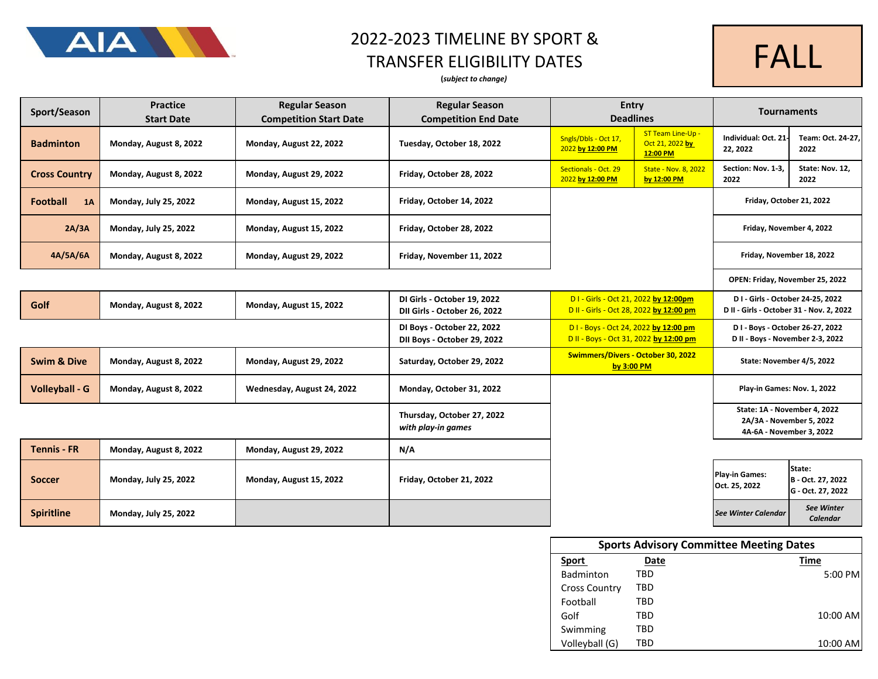# 2022-2023 TIMELINE BY SPORT & TRANSFER ELIGIBILITY DATES

**(*subject to change*)**

# FALL

| Sport/Season | Practice Start Date | Regular Season Competition Start Date | Regular Season Competition End Date | Entry Deadlines | | Tournaments | |
|---|---|---|---|---|---|---|---|
| **Badminton** | Monday, August 8, 2022 | Monday, August 22, 2022 | Tuesday, October 18, 2022 | Sngls/Dbls - Oct 17, 2022 **by 12:00 PM** | ST Team Line-Up - Oct 21, 2022 **by 12:00 PM** | Individual: Oct. 21-22, 2022 | Team: Oct. 24-27, 2022 |
| **Cross Country** | Monday, August 8, 2022 | Monday, August 29, 2022 | Friday, October 28, 2022 | Sectionals - Oct. 29 2022 **by 12:00 PM** | State - Nov. 8, 2022 **by 12:00 PM** | Section: Nov. 1-3, 2022 | State: Nov. 12, 2022 |
| **Football 1A** | Monday, July 25, 2022 | Monday, August 15, 2022 | Friday, October 14, 2022 | | | Friday, October 21, 2022 | |
| **2A/3A** | Monday, July 25, 2022 | Monday, August 15, 2022 | Friday, October 28, 2022 | | | Friday, November 4, 2022 | |
| **4A/5A/6A** | Monday, August 8, 2022 | Monday, August 29, 2022 | Friday, November 11, 2022 | | | Friday, November 18, 2022 | |
| | | | | | | OPEN: Friday, November 25, 2022 | |
| **Golf** | Monday, August 8, 2022 | Monday, August 15, 2022 | DI Girls - October 19, 2022<br>DII Girls - October 26, 2022 | D I - Girls - Oct 21, 2022 **by 12:00pm**<br>D II - Girls - Oct 28, 2022 **by 12:00 pm** | | D I - Girls - October 24-25, 2022<br>D II - Girls - October 31 - Nov. 2, 2022 | |
| | | | DI Boys - October 22, 2022<br>DII Boys - October 29, 2022 | D I - Boys - Oct 24, 2022 **by 12:00 pm**<br>D II - Boys - Oct 31, 2022 **by 12:00 pm** | | D I - Boys - October 26-27, 2022<br>D II - Boys - November 2-3, 2022 | |
| **Swim & Dive** | Monday, August 8, 2022 | Monday, August 29, 2022 | Saturday, October 29, 2022 | Swimmers/Divers - October 30, 2022 **by 3:00 PM** | | State: November 4/5, 2022 | |
| **Volleyball - G** | Monday, August 8, 2022 | Wednesday, August 24, 2022 | Monday, October 31, 2022 | | | Play-in Games: Nov. 1, 2022 | |
| | | | Thursday, October 27, 2022 *with play-in games* | | | State: 1A - November 4, 2022<br>2A/3A - November 5, 2022<br>4A-6A - November 3, 2022 | |
| **Tennis - FR** | Monday, August 8, 2022 | Monday, August 29, 2022 | N/A | | | | |
| **Soccer** | Monday, July 25, 2022 | Monday, August 15, 2022 | Friday, October 21, 2022 | | | Play-in Games: Oct. 25, 2022 | State: B - Oct. 27, 2022<br>G - Oct. 27, 2022 |
| **Spiritline** | Monday, July 25, 2022 | | | | | *See Winter Calendar* | *See Winter Calendar* |

## Sports Advisory Committee Meeting Dates

| Sport | Date | Time |
|---|---|---|
| Badminton | TBD | 5:00 PM |
| Cross Country | TBD | |
| Football | TBD | |
| Golf | TBD | 10:00 AM |
| Swimming | TBD | |
| Volleyball (G) | TBD | 10:00 AM |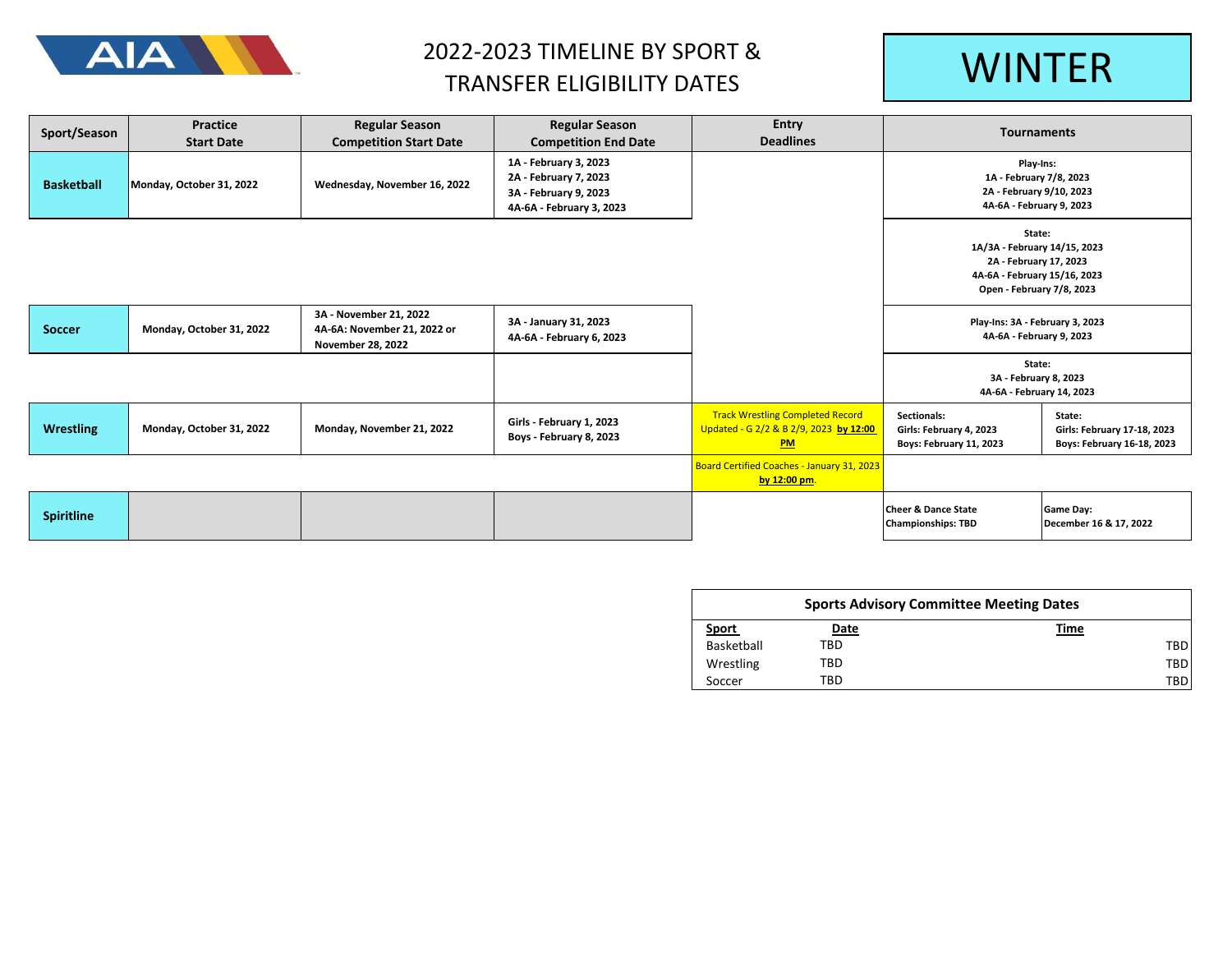# 2022-2023 TIMELINE BY SPORT & TRANSFER ELIGIBILITY DATES

## WINTER

| Sport/Season | Practice Start Date | Regular Season Competition Start Date | Regular Season Competition End Date | Entry Deadlines | Tournaments | |
|---|---|---|---|---|---|---|
| **Basketball** | **Monday, October 31, 2022** | **Wednesday, November 16, 2022** | **1A - February 3, 2023**<br>**2A - February 7, 2023**<br>**3A - February 9, 2023**<br>**4A-6A - February 3, 2023** | | **Play-Ins:**<br>**1A - February 7/8, 2023**<br>**2A - February 9/10, 2023**<br>**4A-6A - February 9, 2023** | |
| | | | | | **State:**<br>**1A/3A - February 14/15, 2023**<br>**2A - February 17, 2023**<br>**4A-6A - February 15/16, 2023**<br>**Open - February 7/8, 2023** | |
| **Soccer** | **Monday, October 31, 2022** | **3A - November 21, 2022**<br>**4A-6A: November 21, 2022 or November 28, 2022** | **3A - January 31, 2023**<br>**4A-6A - February 6, 2023** | | **Play-Ins: 3A - February 3, 2023**<br>**4A-6A - February 9, 2023** | |
| | | | | | **State:**<br>**3A - February 8, 2023**<br>**4A-6A - February 14, 2023** | |
| **Wrestling** | **Monday, October 31, 2022** | **Monday, November 21, 2022** | **Girls - February 1, 2023**<br>**Boys - February 8, 2023** | Track Wrestling Completed Record Updated - G 2/2 & B 2/9, 2023 **by 12:00 PM** | **Sectionals:**<br>**Girls: February 4, 2023**<br>**Boys: February 11, 2023** | **State:**<br>**Girls: February 17-18, 2023**<br>**Boys: February 16-18, 2023** |
| | | | | Board Certified Coaches - January 31, 2023 **by 12:00 pm**. | | |
| **Spiritline** | | | | | **Cheer & Dance State Championships: TBD** | **Game Day:**<br>**December 16 & 17, 2022** |

| Sports Advisory Committee Meeting Dates | | |
|---|---|---|
| **Sport** | **Date** | **Time** |
| Basketball | TBD | TBD |
| Wrestling | TBD | TBD |
| Soccer | TBD | TBD |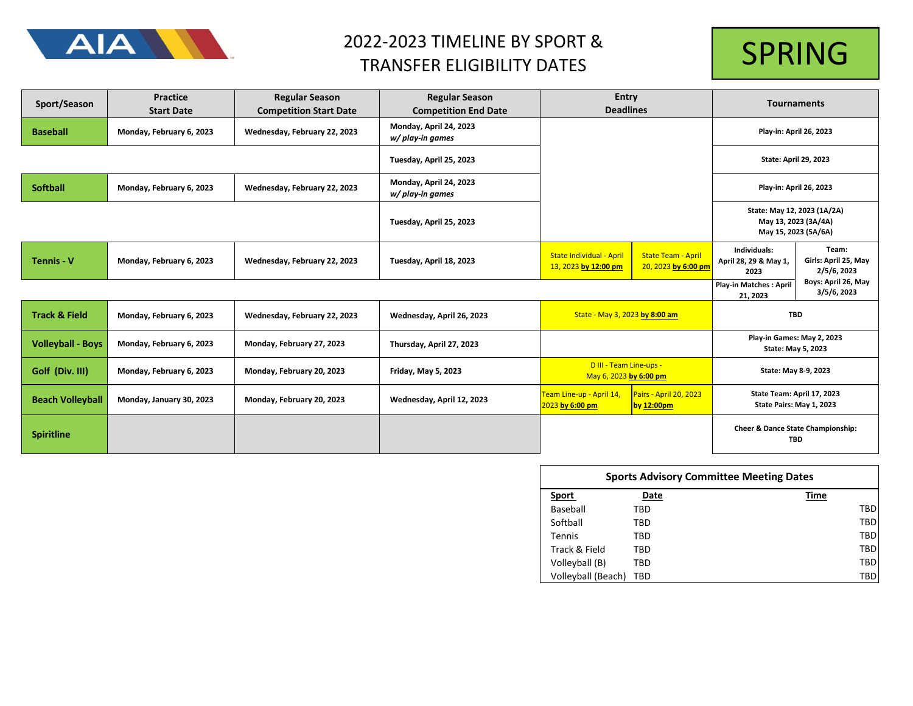# 2022-2023 TIMELINE BY SPORT & TRANSFER ELIGIBILITY DATES

## SPRING

| Sport/Season | Practice Start Date | Regular Season Competition Start Date | Regular Season Competition End Date | Entry Deadlines | | Tournaments | |
|---|---|---|---|---|---|---|---|
| **Baseball** | Monday, February 6, 2023 | Wednesday, February 22, 2023 | Monday, April 24, 2023 *w/ play-in games* | | | Play-in: April 26, 2023 | |
| | | | Tuesday, April 25, 2023 | | | State: April 29, 2023 | |
| **Softball** | Monday, February 6, 2023 | Wednesday, February 22, 2023 | Monday, April 24, 2023 *w/ play-in games* | | | Play-in: April 26, 2023 | |
| | | | Tuesday, April 25, 2023 | | | State: May 12, 2023 (1A/2A) May 13, 2023 (3A/4A) May 15, 2023 (5A/6A) | |
| **Tennis - V** | Monday, February 6, 2023 | Wednesday, February 22, 2023 | Tuesday, April 18, 2023 | State Individual - April 13, 2023 **by 12:00 pm** | State Team - April 20, 2023 **by 6:00 pm** | Individuals: April 28, 29 & May 1, 2023 | Team: Girls: April 25, May 2/5/6, 2023 Boys: April 26, May 3/5/6, 2023 |
| | | | | | | Play-in Matches : April 21, 2023 | |
| **Track & Field** | Monday, February 6, 2023 | Wednesday, February 22, 2023 | Wednesday, April 26, 2023 | State - May 3, 2023 **by 8:00 am** | | TBD | |
| **Volleyball - Boys** | Monday, February 6, 2023 | Monday, February 27, 2023 | Thursday, April 27, 2023 | | | Play-in Games: May 2, 2023 State: May 5, 2023 | |
| **Golf (Div. III)** | Monday, February 6, 2023 | Monday, February 20, 2023 | Friday, May 5, 2023 | D III - Team Line-ups - May 6, 2023 **by 6:00 pm** | | State: May 8-9, 2023 | |
| **Beach Volleyball** | Monday, January 30, 2023 | Monday, February 20, 2023 | Wednesday, April 12, 2023 | Team Line-up - April 14, 2023 **by 6:00 pm** | Pairs - April 20, 2023 **by 12:00pm** | State Team: April 17, 2023 State Pairs: May 1, 2023 | |
| **Spiritline** | | | | | | Cheer & Dance State Championship: TBD | |

### Sports Advisory Committee Meeting Dates

| Sport | Date | Time |
|---|---|---|
| Baseball | TBD | TBD |
| Softball | TBD | TBD |
| Tennis | TBD | TBD |
| Track & Field | TBD | TBD |
| Volleyball (B) | TBD | TBD |
| Volleyball (Beach) | TBD | TBD |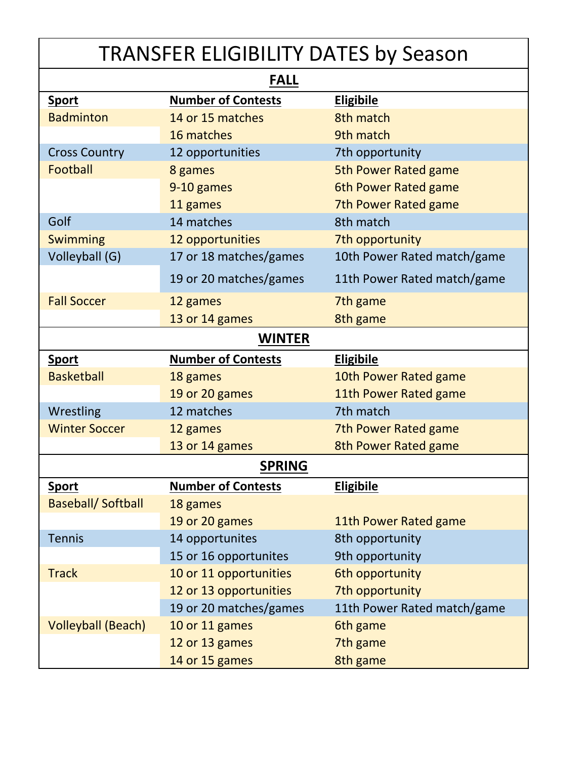# TRANSFER ELIGIBILITY DATES by Season

## FALL

| Sport | Number of Contests | Eligibile |
|---|---|---|
| Badminton | 14 or 15 matches | 8th match |
| | 16 matches | 9th match |
| Cross Country | 12 opportunities | 7th opportunity |
| Football | 8 games | 5th Power Rated game |
| | 9-10 games | 6th Power Rated game |
| | 11 games | 7th Power Rated game |
| Golf | 14 matches | 8th match |
| Swimming | 12 opportunities | 7th opportunity |
| Volleyball (G) | 17 or 18 matches/games | 10th Power Rated match/game |
| | 19 or 20 matches/games | 11th Power Rated match/game |
| Fall Soccer | 12 games | 7th game |
| | 13 or 14 games | 8th game |

## WINTER

| Sport | Number of Contests | Eligibile |
|---|---|---|
| Basketball | 18 games | 10th Power Rated game |
| | 19 or 20 games | 11th Power Rated game |
| Wrestling | 12 matches | 7th match |
| Winter Soccer | 12 games | 7th Power Rated game |
| | 13 or 14 games | 8th Power Rated game |

## SPRING

| Sport | Number of Contests | Eligibile |
|---|---|---|
| Baseball/ Softball | 18 games | |
| | 19 or 20 games | 11th Power Rated game |
| Tennis | 14 opportunites | 8th opportunity |
| | 15 or 16 opportunites | 9th opportunity |
| Track | 10 or 11 opportunities | 6th opportunity |
| | 12 or 13 opportunities | 7th opportunity |
| | 19 or 20 matches/games | 11th Power Rated match/game |
| Volleyball (Beach) | 10 or 11 games | 6th game |
| | 12 or 13 games | 7th game |
| | 14 or 15 games | 8th game |